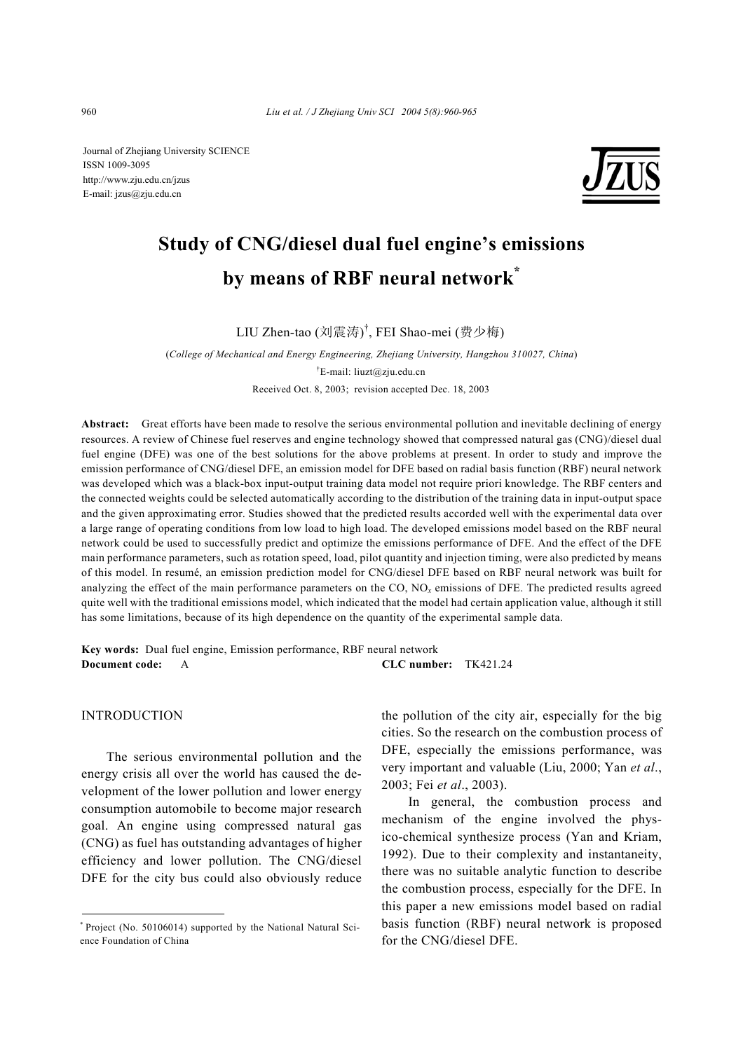Journal of Zhejiang University SCIENCE
ISSN 1009-3095
http://www.zju.edu.cn/jzus
E-mail: jzus@zju.edu.cn

# Study of CNG/diesel dual fuel engine's emissions by means of RBF neural network*

LIU Zhen-tao (刘震涛)†, FEI Shao-mei (费少梅)

(*College of Mechanical and Energy Engineering, Zhejiang University, Hangzhou 310027, China*)

†E-mail: liuzt@zju.edu.cn

Received Oct. 8, 2003; revision accepted Dec. 18, 2003

**Abstract:** Great efforts have been made to resolve the serious environmental pollution and inevitable declining of energy resources. A review of Chinese fuel reserves and engine technology showed that compressed natural gas (CNG)/diesel dual fuel engine (DFE) was one of the best solutions for the above problems at present. In order to study and improve the emission performance of CNG/diesel DFE, an emission model for DFE based on radial basis function (RBF) neural network was developed which was a black-box input-output training data model not require priori knowledge. The RBF centers and the connected weights could be selected automatically according to the distribution of the training data in input-output space and the given approximating error. Studies showed that the predicted results accorded well with the experimental data over a large range of operating conditions from low load to high load. The developed emissions model based on the RBF neural network could be used to successfully predict and optimize the emissions performance of DFE. And the effect of the DFE main performance parameters, such as rotation speed, load, pilot quantity and injection timing, were also predicted by means of this model. In resumé, an emission prediction model for CNG/diesel DFE based on RBF neural network was built for analyzing the effect of the main performance parameters on the CO, $NO_x$ emissions of DFE. The predicted results agreed quite well with the traditional emissions model, which indicated that the model had certain application value, although it still has some limitations, because of its high dependence on the quantity of the experimental sample data.

**Key words:** Dual fuel engine, Emission performance, RBF neural network

**Document code:** A **CLC number:** TK421.24

## INTRODUCTION

The serious environmental pollution and the energy crisis all over the world has caused the development of the lower pollution and lower energy consumption automobile to become major research goal. An engine using compressed natural gas (CNG) as fuel has outstanding advantages of higher efficiency and lower pollution. The CNG/diesel DFE for the city bus could also obviously reduce the pollution of the city air, especially for the big cities. So the research on the combustion process of DFE, especially the emissions performance, was very important and valuable (Liu, 2000; Yan *et al*., 2003; Fei *et al*., 2003).

In general, the combustion process and mechanism of the engine involved the physico-chemical synthesize process (Yan and Kriam, 1992). Due to their complexity and instantaneity, there was no suitable analytic function to describe the combustion process, especially for the DFE. In this paper a new emissions model based on radial basis function (RBF) neural network is proposed for the CNG/diesel DFE.

* Project (No. 50106014) supported by the National Natural Science Foundation of China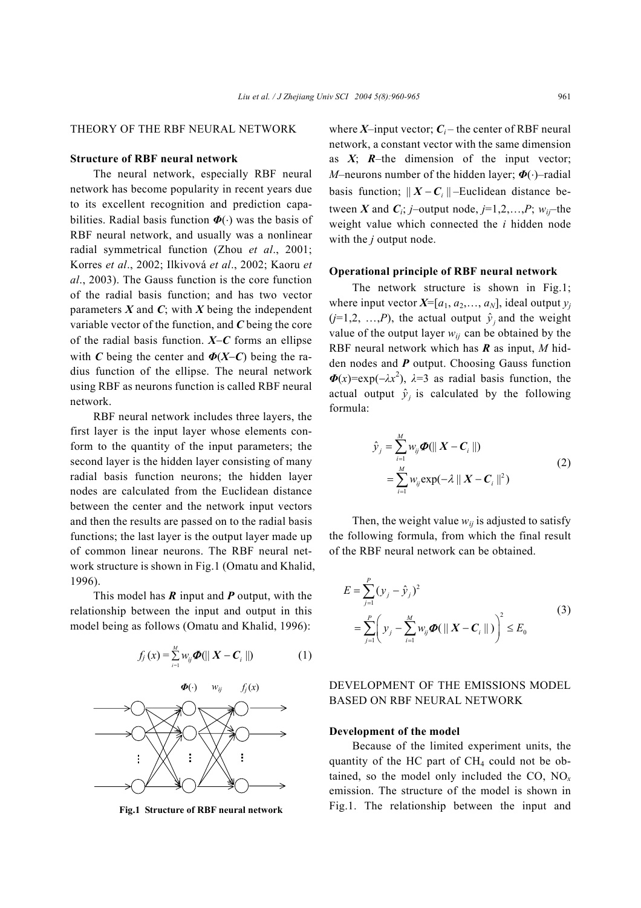## THEORY OF THE RBF NEURAL NETWORK

### Structure of RBF neural network

The neural network, especially RBF neural network has become popularity in recent years due to its excellent recognition and prediction capabilities. Radial basis function $\boldsymbol{\Phi}(\cdot)$ was the basis of RBF neural network, and usually was a nonlinear radial symmetrical function (Zhou *et al*., 2001; Korres *et al*., 2002; Ilkivová *et al*., 2002; Kaoru *et al*., 2003). The Gauss function is the core function of the radial basis function; and has two vector parameters $\boldsymbol{X}$ and $\boldsymbol{C}$; with $\boldsymbol{X}$ being the independent variable vector of the function, and $\boldsymbol{C}$ being the core of the radial basis function. $\boldsymbol{X}$–$\boldsymbol{C}$ forms an ellipse with $\boldsymbol{C}$ being the center and $\boldsymbol{\Phi}(\boldsymbol{X}-\boldsymbol{C})$ being the radius function of the ellipse. The neural network using RBF as neurons function is called RBF neural network.

RBF neural network includes three layers, the first layer is the input layer whose elements conform to the quantity of the input parameters; the second layer is the hidden layer consisting of many radial basis function neurons; the hidden layer nodes are calculated from the Euclidean distance between the center and the network input vectors and then the results are passed on to the radial basis functions; the last layer is the output layer made up of common linear neurons. The RBF neural network structure is shown in Fig.1 (Omatu and Khalid, 1996).

This model has $\boldsymbol{R}$ input and $\boldsymbol{P}$ output, with the relationship between the input and output in this model being as follows (Omatu and Khalid, 1996):

$$f_j(x) = \sum_{i=1}^{M} w_{ij} \boldsymbol{\Phi}(\| \boldsymbol{X} - \boldsymbol{C}_i \|) \tag{1}$$

Fig.1 Structure of RBF neural network

where $\boldsymbol{X}$–input vector; $\boldsymbol{C}_i$ – the center of RBF neural network, a constant vector with the same dimension as $\boldsymbol{X}$; $\boldsymbol{R}$–the dimension of the input vector; $M$–neurons number of the hidden layer; $\boldsymbol{\Phi}(\cdot)$–radial basis function; $\| \boldsymbol{X} - \boldsymbol{C}_i \|$–Euclidean distance between $\boldsymbol{X}$ and $\boldsymbol{C}_i$; $j$–output node, $j$=1,2,…,$P$; $w_{ij}$–the weight value which connected the $i$ hidden node with the $j$ output node.

### Operational principle of RBF neural network

The network structure is shown in Fig.1; where input vector $\boldsymbol{X}=[a_1, a_2, \ldots, a_N]$, ideal output $y_j$ ($j$=1,2, …,$P$), the actual output $\hat{y}_j$ and the weight value of the output layer $w_{ij}$ can be obtained by the RBF neural network which has $\boldsymbol{R}$ as input, $M$ hidden nodes and $\boldsymbol{P}$ output. Choosing Gauss function $\boldsymbol{\Phi}(x)=\exp(-\lambda x^2)$, $\lambda=3$ as radial basis function, the actual output $\hat{y}_j$ is calculated by the following formula:

$$\begin{aligned}\hat{y}_j &= \sum_{i=1}^{M} w_{ij} \boldsymbol{\Phi}(\| \boldsymbol{X} - \boldsymbol{C}_i \|) \\ &= \sum_{i=1}^{M} w_{ij} \exp(-\lambda \| \boldsymbol{X} - \boldsymbol{C}_i \|^2)\end{aligned} \tag{2}$$

Then, the weight value $w_{ij}$ is adjusted to satisfy the following formula, from which the final result of the RBF neural network can be obtained.

$$\begin{aligned}E &= \sum_{j=1}^{P} (y_j - \hat{y}_j)^2 \\ &= \sum_{j=1}^{P} \left( y_j - \sum_{i=1}^{M} w_{ij} \boldsymbol{\Phi}(\| \boldsymbol{X} - \boldsymbol{C}_i \|) \right)^2 \le E_0\end{aligned} \tag{3}$$

## DEVELOPMENT OF THE EMISSIONS MODEL BASED ON RBF NEURAL NETWORK

### Development of the model

Because of the limited experiment units, the quantity of the HC part of $CH_4$ could not be obtained, so the model only included the CO, $NO_x$ emission. The structure of the model is shown in Fig.1. The relationship between the input and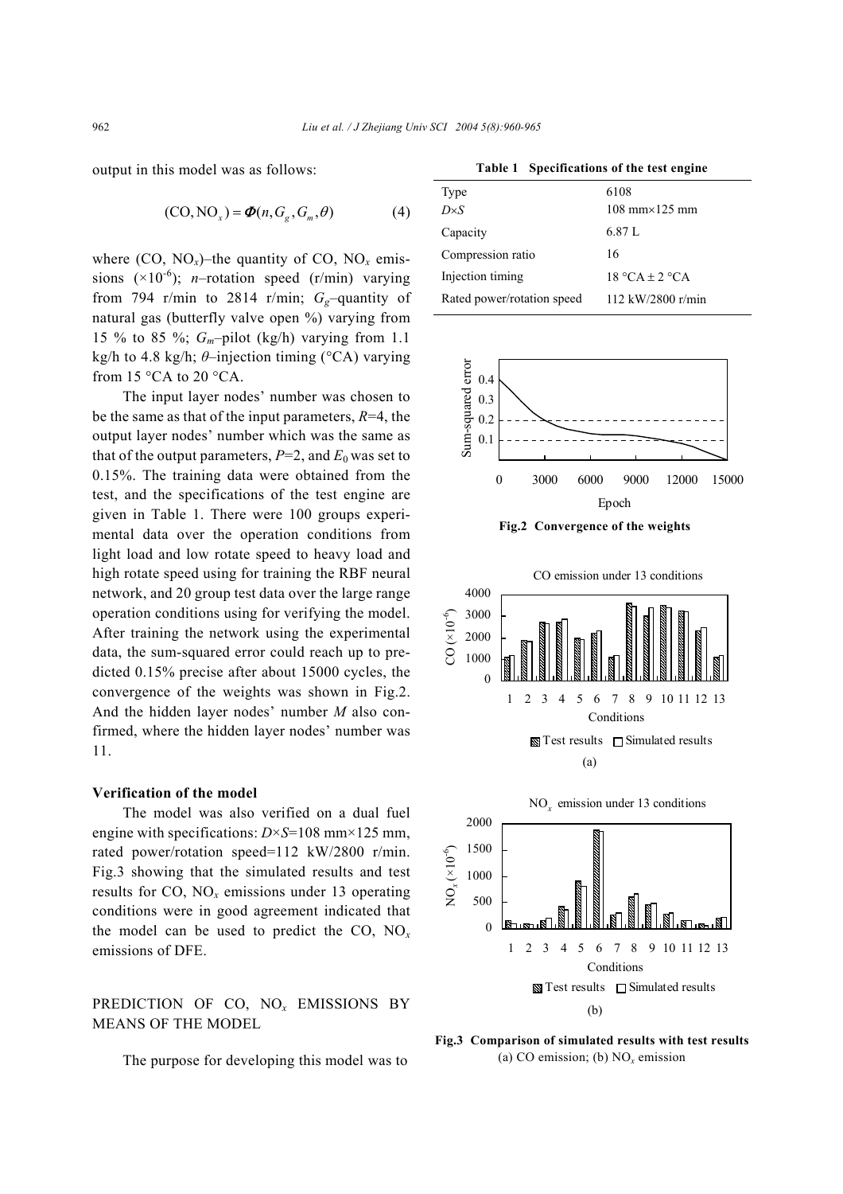output in this model was as follows:

$$(\text{CO}, \text{NO}_x) = \boldsymbol{\Phi}(n, G_g, G_m, \theta) \tag{4}$$

where ($CO$, $NO_x$)–the quantity of CO, $NO_x$ emissions ($\times 10^{-6}$); $n$–rotation speed (r/min) varying from 794 r/min to 2814 r/min; $G_g$–quantity of natural gas (butterfly valve open %) varying from 15 % to 85 %; $G_m$–pilot (kg/h) varying from 1.1 kg/h to 4.8 kg/h; $\theta$–injection timing (°CA) varying from 15 °CA to 20 °CA.

The input layer nodes' number was chosen to be the same as that of the input parameters, $R$=4, the output layer nodes' number which was the same as that of the output parameters, $P$=2, and $E_0$ was set to 0.15%. The training data were obtained from the test, and the specifications of the test engine are given in Table 1. There were 100 groups experimental data over the operation conditions from light load and low rotate speed to heavy load and high rotate speed using for training the RBF neural network, and 20 group test data over the large range operation conditions using for verifying the model. After training the network using the experimental data, the sum-squared error could reach up to predicted 0.15% precise after about 15000 cycles, the convergence of the weights was shown in Fig.2. And the hidden layer nodes' number $M$ also confirmed, where the hidden layer nodes' number was 11.

**Table 1 Specifications of the test engine**

| | |
|---|---|
| Type | 6108 |
| $D \times S$ | 108 mm×125 mm |
| Capacity | 6.87 L |
| Compression ratio | 16 |
| Injection timing | 18 °CA ± 2 °CA |
| Rated power/rotation speed | 112 kW/2800 r/min |

**Fig.2 Convergence of the weights**

**Fig.3 Comparison of simulated results with test results**
(a) CO emission; (b) $NO_x$ emission

### Verification of the model

The model was also verified on a dual fuel engine with specifications: $D \times S$=108 mm×125 mm, rated power/rotation speed=112 kW/2800 r/min. Fig.3 showing that the simulated results and test results for CO, $NO_x$ emissions under 13 operating conditions were in good agreement indicated that the model can be used to predict the CO, $NO_x$ emissions of DFE.

## PREDICTION OF CO, $NO_x$ EMISSIONS BY MEANS OF THE MODEL

The purpose for developing this model was to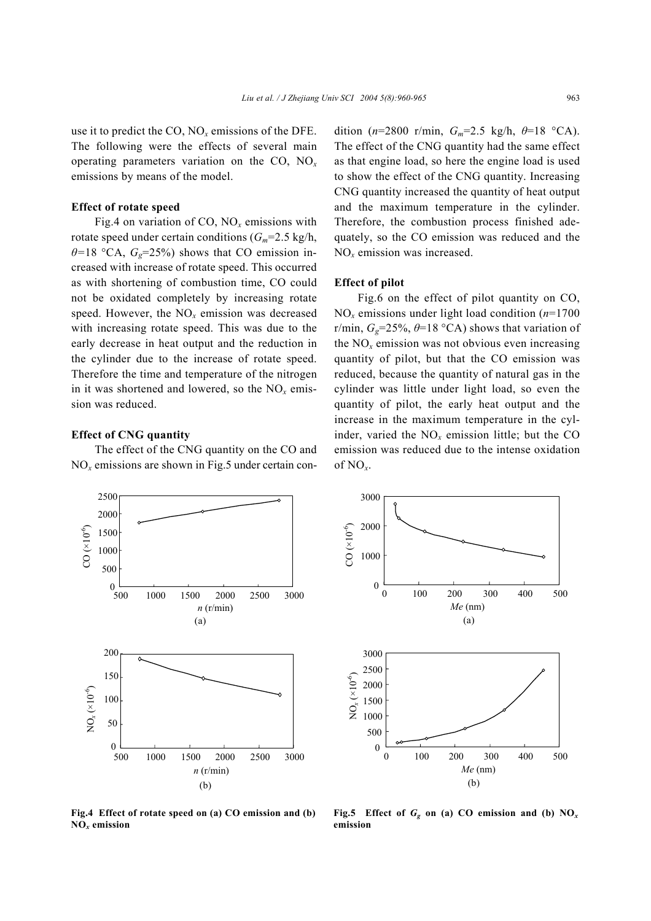use it to predict the CO, $NO_x$ emissions of the DFE. The following were the effects of several main operating parameters variation on the CO, $NO_x$ emissions by means of the model.

### Effect of rotate speed

Fig.4 on variation of CO, $NO_x$ emissions with rotate speed under certain conditions ($G_m$=2.5 kg/h, $\theta$=18 °CA, $G_g$=25%) shows that CO emission increased with increase of rotate speed. This occurred as with shortening of combustion time, CO could not be oxidated completely by increasing rotate speed. However, the $NO_x$ emission was decreased with increasing rotate speed. This was due to the early decrease in heat output and the reduction in the cylinder due to the increase of rotate speed. Therefore the time and temperature of the nitrogen in it was shortened and lowered, so the $NO_x$ emission was reduced.

### Effect of CNG quantity

The effect of the CNG quantity on the CO and $NO_x$ emissions are shown in Fig.5 under certain condition ($n$=2800 r/min, $G_m$=2.5 kg/h, $\theta$=18 °CA). The effect of the CNG quantity had the same effect as that engine load, so here the engine load is used to show the effect of the CNG quantity. Increasing CNG quantity increased the quantity of heat output and the maximum temperature in the cylinder. Therefore, the combustion process finished adequately, so the CO emission was reduced and the $NO_x$ emission was increased.

### Effect of pilot

Fig.6 on the effect of pilot quantity on CO, $NO_x$ emissions under light load condition ($n$=1700 r/min, $G_g$=25%, $\theta$=18 °CA) shows that variation of the $NO_x$ emission was not obvious even increasing quantity of pilot, but that the CO emission was reduced, because the quantity of natural gas in the cylinder was little under light load, so even the quantity of pilot, the early heat output and the increase in the maximum temperature in the cylinder, varied the $NO_x$ emission little; but the CO emission was reduced due to the intense oxidation of $NO_x$.

**Fig.4 Effect of rotate speed on (a) CO emission and (b) $NO_x$ emission**

**Fig.5 Effect of $G_g$ on (a) CO emission and (b) $NO_x$ emission**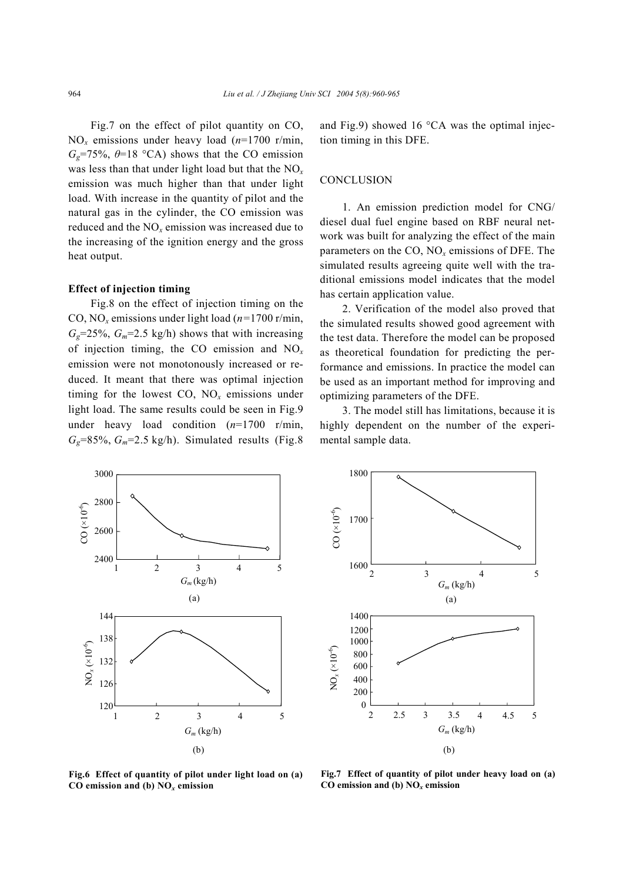Fig.7 on the effect of pilot quantity on CO, $NO_x$ emissions under heavy load ($n$=1700 r/min, $G_g$=75%, $\theta$=18 °CA) shows that the CO emission was less than that under light load but that the $NO_x$ emission was much higher than that under light load. With increase in the quantity of pilot and the natural gas in the cylinder, the CO emission was reduced and the $NO_x$ emission was increased due to the increasing of the ignition energy and the gross heat output.

**Effect of injection timing**

Fig.8 on the effect of injection timing on the CO, $NO_x$ emissions under light load ($n$=1700 r/min, $G_g$=25%, $G_m$=2.5 kg/h) shows that with increasing of injection timing, the CO emission and $NO_x$ emission were not monotonously increased or reduced. It meant that there was optimal injection timing for the lowest CO, $NO_x$ emissions under light load. The same results could be seen in Fig.9 under heavy load condition ($n$=1700 r/min, $G_g$=85%, $G_m$=2.5 kg/h). Simulated results (Fig.8 and Fig.9) showed 16 °CA was the optimal injection timing in this DFE.

## CONCLUSION

1. An emission prediction model for CNG/diesel dual fuel engine based on RBF neural network was built for analyzing the effect of the main parameters on the CO, $NO_x$ emissions of DFE. The simulated results agreeing quite well with the traditional emissions model indicates that the model has certain application value.

2. Verification of the model also proved that the simulated results showed good agreement with the test data. Therefore the model can be proposed as theoretical foundation for predicting the performance and emissions. In practice the model can be used as an important method for improving and optimizing parameters of the DFE.

3. The model still has limitations, because it is highly dependent on the number of the experimental sample data.

**Fig.6 Effect of quantity of pilot under light load on (a) CO emission and (b) $NO_x$ emission**

**Fig.7 Effect of quantity of pilot under heavy load on (a) CO emission and (b) $NO_x$ emission**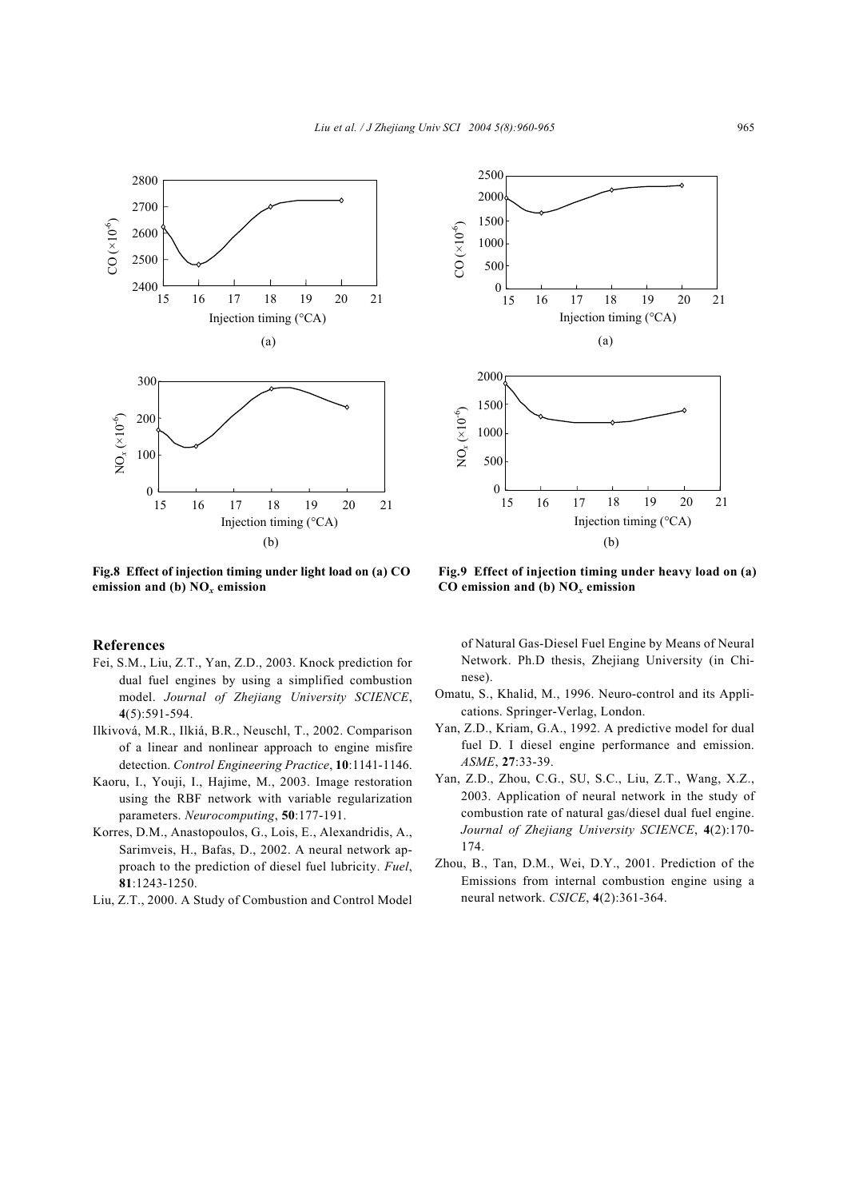2800
2700
2600
2500
2400
CO ($\times 10^{-6}$)
15 16 17 18 19 20 21
Injection timing (°CA)
(a)

300
200
100
0
$NO_x$ ($\times 10^{-6}$)
15 16 17 18 19 20 21
Injection timing (°CA)
(b)

**Fig.8 Effect of injection timing under light load on (a) CO emission and (b) $NO_x$ emission**

2500
2000
1500
1000
500
0
CO ($\times 10^{-6}$)
15 16 17 18 19 20 21
Injection timing (°CA)
(a)

2000
1500
1000
500
0
$NO_x$ ($\times 10^{-6}$)
15 16 17 18 19 20 21
Injection timing (°CA)
(b)

**Fig.9 Effect of injection timing under heavy load on (a) CO emission and (b) $NO_x$ emission**

## References

Fei, S.M., Liu, Z.T., Yan, Z.D., 2003. Knock prediction for dual fuel engines by using a simplified combustion model. *Journal of Zhejiang University SCIENCE*, **4**(5):591-594.

Ilkivová, M.R., Ilkiá, B.R., Neuschl, T., 2002. Comparison of a linear and nonlinear approach to engine misfire detection. *Control Engineering Practice*, **10**:1141-1146.

Kaoru, I., Youji, I., Hajime, M., 2003. Image restoration using the RBF network with variable regularization parameters. *Neurocomputing*, **50**:177-191.

Korres, D.M., Anastopoulos, G., Lois, E., Alexandridis, A., Sarimveis, H., Bafas, D., 2002. A neural network approach to the prediction of diesel fuel lubricity. *Fuel*, **81**:1243-1250.

Liu, Z.T., 2000. A Study of Combustion and Control Model of Natural Gas-Diesel Fuel Engine by Means of Neural Network. Ph.D thesis, Zhejiang University (in Chinese).

Omatu, S., Khalid, M., 1996. Neuro-control and its Applications. Springer-Verlag, London.

Yan, Z.D., Kriam, G.A., 1992. A predictive model for dual fuel D. I diesel engine performance and emission. *ASME*, **27**:33-39.

Yan, Z.D., Zhou, C.G., SU, S.C., Liu, Z.T., Wang, X.Z., 2003. Application of neural network in the study of combustion rate of natural gas/diesel dual fuel engine. *Journal of Zhejiang University SCIENCE*, **4**(2):170-174.

Zhou, B., Tan, D.M., Wei, D.Y., 2001. Prediction of the Emissions from internal combustion engine using a neural network. *CSICE*, **4**(2):361-364.